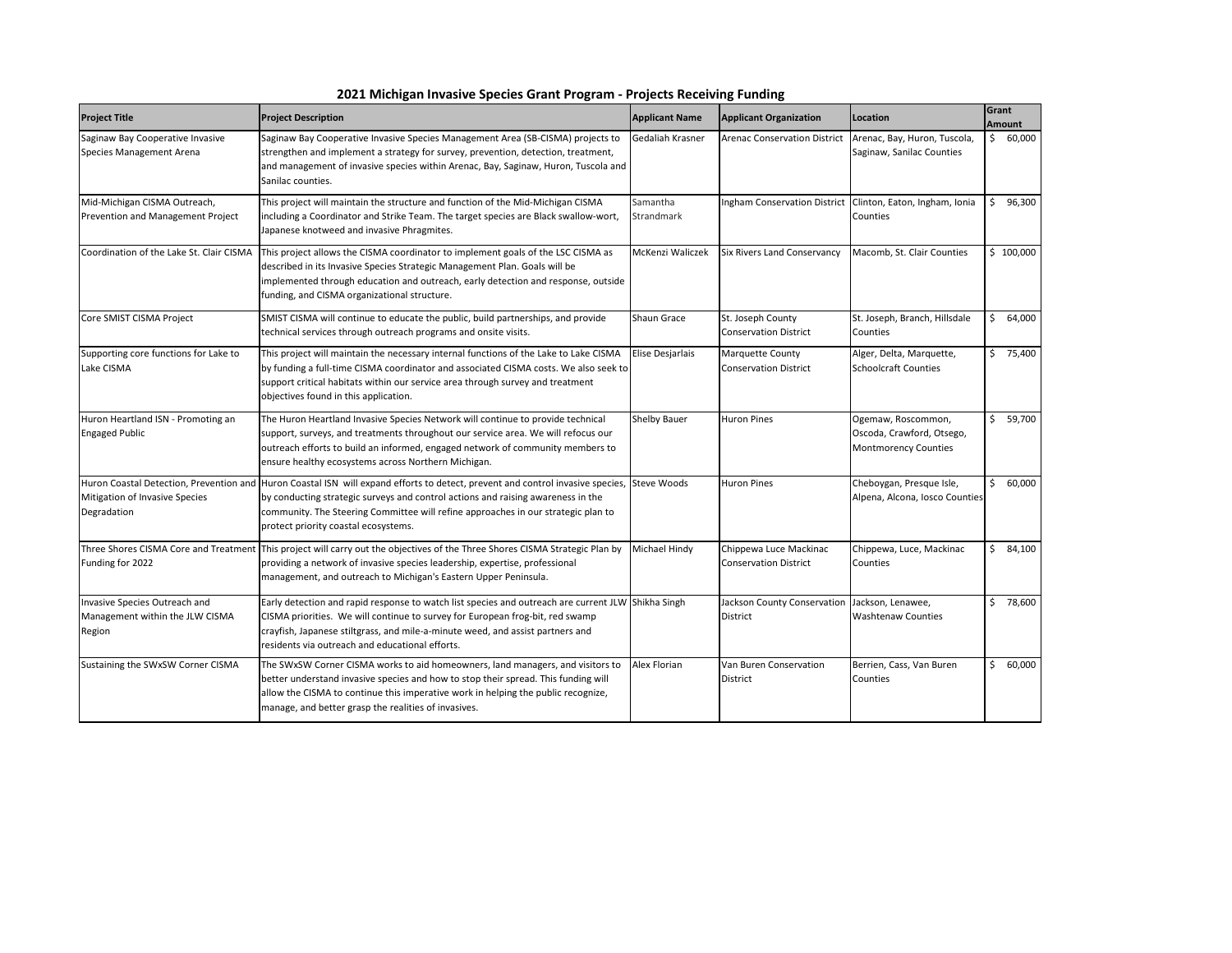## 2021 Michigan Invasive Species Grant Program - Projects Receiving Funding

| Project Title | Project Description | Applicant Name | Applicant Organization | Location | Grant Amount |
|---|---|---|---|---|---|
| Saginaw Bay Cooperative Invasive Species Management Arena | Saginaw Bay Cooperative Invasive Species Management Area (SB-CISMA) projects to strengthen and implement a strategy for survey, prevention, detection, treatment, and management of invasive species within Arenac, Bay, Saginaw, Huron, Tuscola and Sanilac counties. | Gedaliah Krasner | Arenac Conservation District | Arenac, Bay, Huron, Tuscola, Saginaw, Sanilac Counties | $ 60,000 |
| Mid-Michigan CISMA Outreach, Prevention and Management Project | This project will maintain the structure and function of the Mid-Michigan CISMA including a Coordinator and Strike Team. The target species are Black swallow-wort, Japanese knotweed and invasive Phragmites. | Samantha Strandmark | Ingham Conservation District | Clinton, Eaton, Ingham, Ionia Counties | $ 96,300 |
| Coordination of the Lake St. Clair CISMA | This project allows the CISMA coordinator to implement goals of the LSC CISMA as described in its Invasive Species Strategic Management Plan. Goals will be implemented through education and outreach, early detection and response, outside funding, and CISMA organizational structure. | McKenzi Waliczek | Six Rivers Land Conservancy | Macomb, St. Clair Counties | $ 100,000 |
| Core SMIST CISMA Project | SMIST CISMA will continue to educate the public, build partnerships, and provide technical services through outreach programs and onsite visits. | Shaun Grace | St. Joseph County Conservation District | St. Joseph, Branch, Hillsdale Counties | $ 64,000 |
| Supporting core functions for Lake to Lake CISMA | This project will maintain the necessary internal functions of the Lake to Lake CISMA by funding a full-time CISMA coordinator and associated CISMA costs. We also seek to support critical habitats within our service area through survey and treatment objectives found in this application. | Elise Desjarlais | Marquette County Conservation District | Alger, Delta, Marquette, Schoolcraft Counties | $ 75,400 |
| Huron Heartland ISN - Promoting an Engaged Public | The Huron Heartland Invasive Species Network will continue to provide technical support, surveys, and treatments throughout our service area. We will refocus our outreach efforts to build an informed, engaged network of community members to ensure healthy ecosystems across Northern Michigan. | Shelby Bauer | Huron Pines | Ogemaw, Roscommon, Oscoda, Crawford, Otsego, Montmorency Counties | $ 59,700 |
| Huron Coastal Detection, Prevention and Mitigation of Invasive Species Degradation | Huron Coastal ISN will expand efforts to detect, prevent and control invasive species, by conducting strategic surveys and control actions and raising awareness in the community. The Steering Committee will refine approaches in our strategic plan to protect priority coastal ecosystems. | Steve Woods | Huron Pines | Cheboygan, Presque Isle, Alpena, Alcona, Iosco Counties | $ 60,000 |
| Three Shores CISMA Core and Treatment Funding for 2022 | This project will carry out the objectives of the Three Shores CISMA Strategic Plan by providing a network of invasive species leadership, expertise, professional management, and outreach to Michigan's Eastern Upper Peninsula. | Michael Hindy | Chippewa Luce Mackinac Conservation District | Chippewa, Luce, Mackinac Counties | $ 84,100 |
| Invasive Species Outreach and Management within the JLW CISMA Region | Early detection and rapid response to watch list species and outreach are current JLW CISMA priorities. We will continue to survey for European frog-bit, red swamp crayfish, Japanese stiltgrass, and mile-a-minute weed, and assist partners and residents via outreach and educational efforts. | Shikha Singh | Jackson County Conservation District | Jackson, Lenawee, Washtenaw Counties | $ 78,600 |
| Sustaining the SWxSW Corner CISMA | The SWxSW Corner CISMA works to aid homeowners, land managers, and visitors to better understand invasive species and how to stop their spread. This funding will allow the CISMA to continue this imperative work in helping the public recognize, manage, and better grasp the realities of invasives. | Alex Florian | Van Buren Conservation District | Berrien, Cass, Van Buren Counties | $ 60,000 |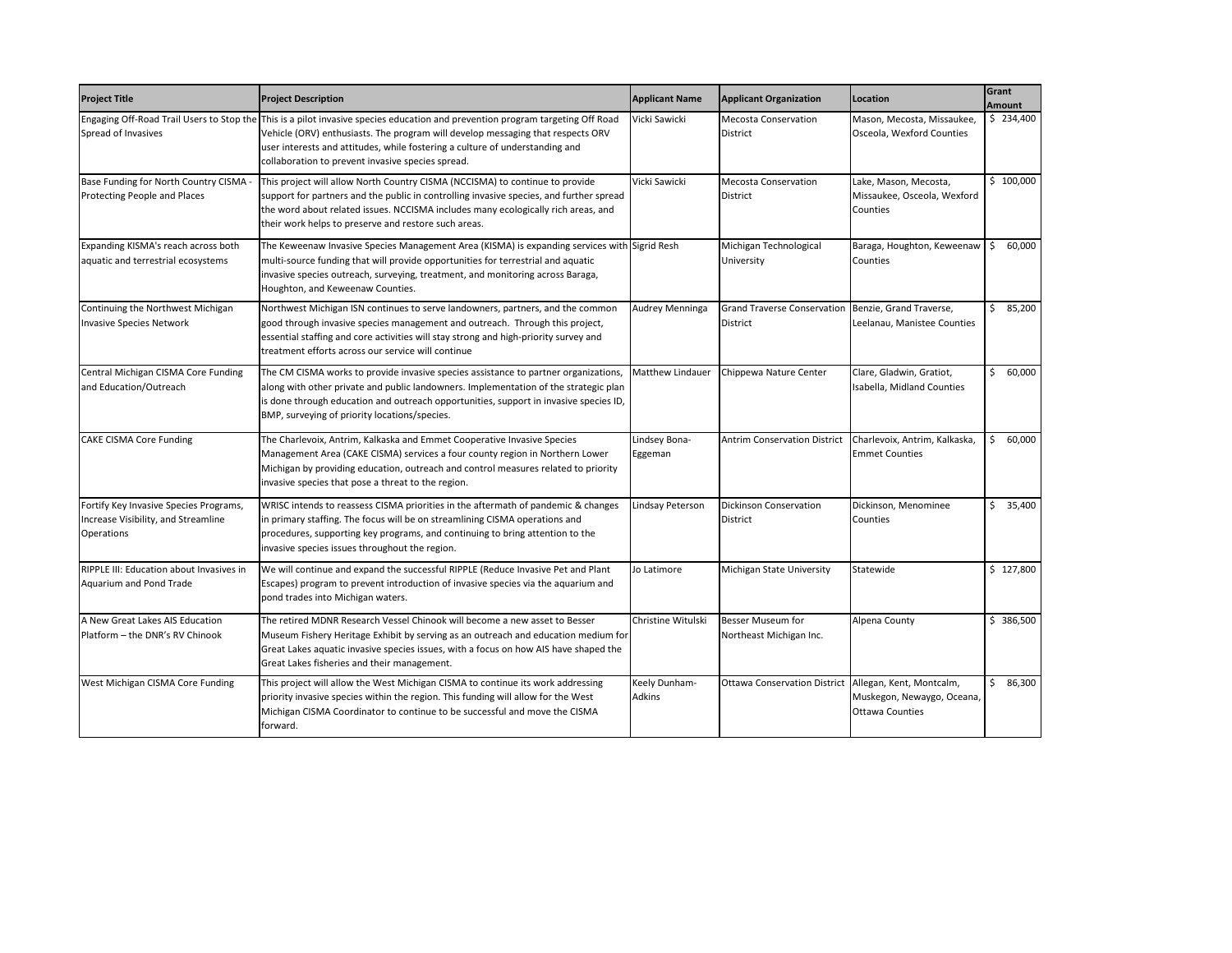| Project Title | Project Description | Applicant Name | Applicant Organization | Location | Grant Amount |
|---|---|---|---|---|---|
| Engaging Off-Road Trail Users to Stop the Spread of Invasives | This is a pilot invasive species education and prevention program targeting Off Road Vehicle (ORV) enthusiasts. The program will develop messaging that respects ORV user interests and attitudes, while fostering a culture of understanding and collaboration to prevent invasive species spread. | Vicki Sawicki | Mecosta Conservation District | Mason, Mecosta, Missaukee, Osceola, Wexford Counties | $ 234,400 |
| Base Funding for North Country CISMA - Protecting People and Places | This project will allow North Country CISMA (NCCISMA) to continue to provide support for partners and the public in controlling invasive species, and further spread the word about related issues. NCCISMA includes many ecologically rich areas, and their work helps to preserve and restore such areas. | Vicki Sawicki | Mecosta Conservation District | Lake, Mason, Mecosta, Missaukee, Osceola, Wexford Counties | $ 100,000 |
| Expanding KISMA's reach across both aquatic and terrestrial ecosystems | The Keweenaw Invasive Species Management Area (KISMA) is expanding services with multi-source funding that will provide opportunities for terrestrial and aquatic invasive species outreach, surveying, treatment, and monitoring across Baraga, Houghton, and Keweenaw Counties. | Sigrid Resh | Michigan Technological University | Baraga, Houghton, Keweenaw Counties | $ 60,000 |
| Continuing the Northwest Michigan Invasive Species Network | Northwest Michigan ISN continues to serve landowners, partners, and the common good through invasive species management and outreach. Through this project, essential staffing and core activities will stay strong and high-priority survey and treatment efforts across our service will continue | Audrey Menninga | Grand Traverse Conservation District | Benzie, Grand Traverse, Leelanau, Manistee Counties | $ 85,200 |
| Central Michigan CISMA Core Funding and Education/Outreach | The CM CISMA works to provide invasive species assistance to partner organizations, along with other private and public landowners. Implementation of the strategic plan is done through education and outreach opportunities, support in invasive species ID, BMP, surveying of priority locations/species. | Matthew Lindauer | Chippewa Nature Center | Clare, Gladwin, Gratiot, Isabella, Midland Counties | $ 60,000 |
| CAKE CISMA Core Funding | The Charlevoix, Antrim, Kalkaska and Emmet Cooperative Invasive Species Management Area (CAKE CISMA) services a four county region in Northern Lower Michigan by providing education, outreach and control measures related to priority invasive species that pose a threat to the region. | Lindsey Bona-Eggeman | Antrim Conservation District | Charlevoix, Antrim, Kalkaska, Emmet Counties | $ 60,000 |
| Fortify Key Invasive Species Programs, Increase Visibility, and Streamline Operations | WRISC intends to reassess CISMA priorities in the aftermath of pandemic & changes in primary staffing. The focus will be on streamlining CISMA operations and procedures, supporting key programs, and continuing to bring attention to the invasive species issues throughout the region. | Lindsay Peterson | Dickinson Conservation District | Dickinson, Menominee Counties | $ 35,400 |
| RIPPLE III: Education about Invasives in Aquarium and Pond Trade | We will continue and expand the successful RIPPLE (Reduce Invasive Pet and Plant Escapes) program to prevent introduction of invasive species via the aquarium and pond trades into Michigan waters. | Jo Latimore | Michigan State University | Statewide | $ 127,800 |
| A New Great Lakes AIS Education Platform – the DNR's RV Chinook | The retired MDNR Research Vessel Chinook will become a new asset to Besser Museum Fishery Heritage Exhibit by serving as an outreach and education medium for Great Lakes aquatic invasive species issues, with a focus on how AIS have shaped the Great Lakes fisheries and their management. | Christine Witulski | Besser Museum for Northeast Michigan Inc. | Alpena County | $ 386,500 |
| West Michigan CISMA Core Funding | This project will allow the West Michigan CISMA to continue its work addressing priority invasive species within the region. This funding will allow for the West Michigan CISMA Coordinator to continue to be successful and move the CISMA forward. | Keely Dunham-Adkins | Ottawa Conservation District | Allegan, Kent, Montcalm, Muskegon, Newaygo, Oceana, Ottawa Counties | $ 86,300 |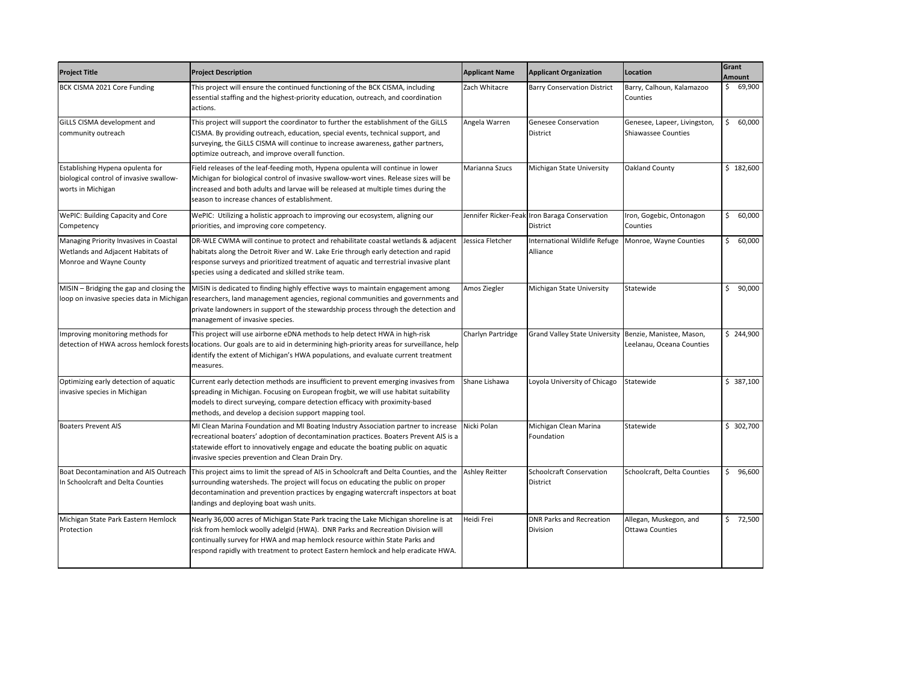| Project Title | Project Description | Applicant Name | Applicant Organization | Location | Grant Amount |
|---|---|---|---|---|---|
| BCK CISMA 2021 Core Funding | This project will ensure the continued functioning of the BCK CISMA, including essential staffing and the highest-priority education, outreach, and coordination actions. | Zach Whitacre | Barry Conservation District | Barry, Calhoun, Kalamazoo Counties | $ 69,900 |
| GiLLS CISMA development and community outreach | This project will support the coordinator to further the establishment of the GiLLS CISMA. By providing outreach, education, special events, technical support, and surveying, the GiLLS CISMA will continue to increase awareness, gather partners, optimize outreach, and improve overall function. | Angela Warren | Genesee Conservation District | Genesee, Lapeer, Livingston, Shiawassee Counties | $ 60,000 |
| Establishing Hypena opulenta for biological control of invasive swallow-worts in Michigan | Field releases of the leaf-feeding moth, Hypena opulenta will continue in lower Michigan for biological control of invasive swallow-wort vines. Release sizes will be increased and both adults and larvae will be released at multiple times during the season to increase chances of establishment. | Marianna Szucs | Michigan State University | Oakland County | $ 182,600 |
| WePIC: Building Capacity and Core Competency | WePIC: Utilizing a holistic approach to improving our ecosystem, aligning our priorities, and improving core competency. | Jennifer Ricker-Feak | Iron Baraga Conservation District | Iron, Gogebic, Ontonagon Counties | $ 60,000 |
| Managing Priority Invasives in Coastal Wetlands and Adjacent Habitats of Monroe and Wayne County | DR-WLE CWMA will continue to protect and rehabilitate coastal wetlands & adjacent habitats along the Detroit River and W. Lake Erie through early detection and rapid response surveys and prioritized treatment of aquatic and terrestrial invasive plant species using a dedicated and skilled strike team. | Jessica Fletcher | International Wildlife Refuge Alliance | Monroe, Wayne Counties | $ 60,000 |
| MISIN – Bridging the gap and closing the loop on invasive species data in Michigan | MISIN is dedicated to finding highly effective ways to maintain engagement among researchers, land management agencies, regional communities and governments and private landowners in support of the stewardship process through the detection and management of invasive species. | Amos Ziegler | Michigan State University | Statewide | $ 90,000 |
| Improving monitoring methods for detection of HWA across hemlock forests | This project will use airborne eDNA methods to help detect HWA in high-risk locations. Our goals are to aid in determining high-priority areas for surveillance, help identify the extent of Michigan's HWA populations, and evaluate current treatment measures. | Charlyn Partridge | Grand Valley State University | Benzie, Manistee, Mason, Leelanau, Oceana Counties | $ 244,900 |
| Optimizing early detection of aquatic invasive species in Michigan | Current early detection methods are insufficient to prevent emerging invasives from spreading in Michigan. Focusing on European frogbit, we will use habitat suitability models to direct surveying, compare detection efficacy with proximity-based methods, and develop a decision support mapping tool. | Shane Lishawa | Loyola University of Chicago | Statewide | $ 387,100 |
| Boaters Prevent AIS | MI Clean Marina Foundation and MI Boating Industry Association partner to increase recreational boaters' adoption of decontamination practices. Boaters Prevent AIS is a statewide effort to innovatively engage and educate the boating public on aquatic invasive species prevention and Clean Drain Dry. | Nicki Polan | Michigan Clean Marina Foundation | Statewide | $ 302,700 |
| Boat Decontamination and AIS Outreach In Schoolcraft and Delta Counties | This project aims to limit the spread of AIS in Schoolcraft and Delta Counties, and the surrounding watersheds. The project will focus on educating the public on proper decontamination and prevention practices by engaging watercraft inspectors at boat landings and deploying boat wash units. | Ashley Reitter | Schoolcraft Conservation District | Schoolcraft, Delta Counties | $ 96,600 |
| Michigan State Park Eastern Hemlock Protection | Nearly 36,000 acres of Michigan State Park tracing the Lake Michigan shoreline is at risk from hemlock woolly adelgid (HWA). DNR Parks and Recreation Division will continually survey for HWA and map hemlock resource within State Parks and respond rapidly with treatment to protect Eastern hemlock and help eradicate HWA. | Heidi Frei | DNR Parks and Recreation Division | Allegan, Muskegon, and Ottawa Counties | $ 72,500 |